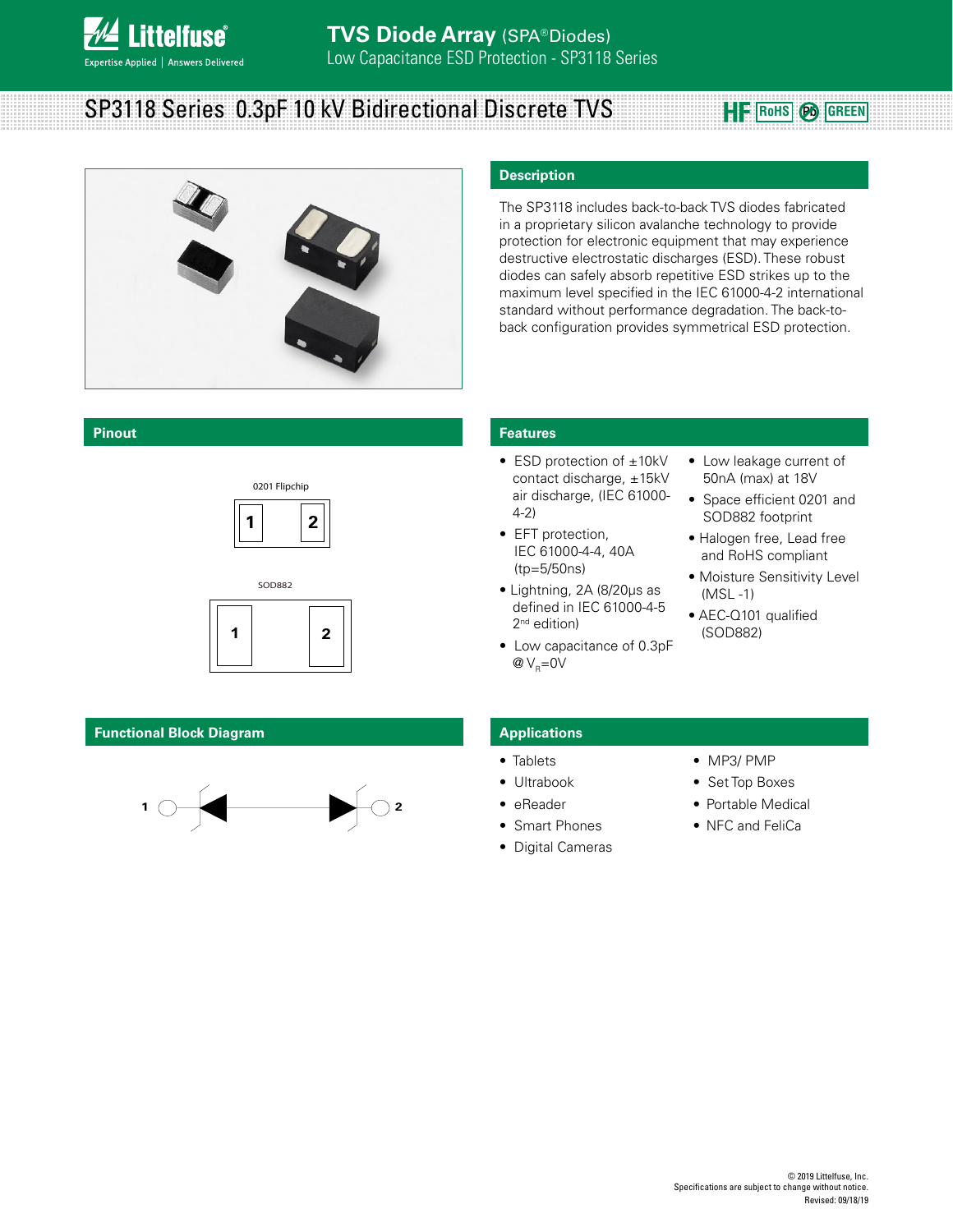# TVS Diode Array (SPA® Diodes)

Low Capacitance ESD Protection - SP3118 Series

## SP3118 Series 0.3pF 10 kV Bidirectional Discrete TVS

HF RoHS Pb GREEN

## Description

The SP3118 includes back-to-back TVS diodes fabricated in a proprietary silicon avalanche technology to provide protection for electronic equipment that may experience destructive electrostatic discharges (ESD). These robust diodes can safely absorb repetitive ESD strikes up to the maximum level specified in the IEC 61000-4-2 international standard without performance degradation. The back-to-back configuration provides symmetrical ESD protection.

## Pinout

0201 Flipchip

1 2

SOD882

1 2

## Features

- ESD protection of ±10kV contact discharge, ±15kV air discharge, (IEC 61000-4-2)
- EFT protection, IEC 61000-4-4, 40A (tp=5/50ns)
- Lightning, 2A (8/20μs as defined in IEC 61000-4-5 2nd edition)
- Low capacitance of 0.3pF @ $V_R$=0V
- Low leakage current of 50nA (max) at 18V
- Space efficient 0201 and SOD882 footprint
- Halogen free, Lead free and RoHS compliant
- Moisture Sensitivity Level (MSL -1)
- AEC-Q101 qualified (SOD882)

## Functional Block Diagram

1 2

## Applications

- Tablets
- Ultrabook
- eReader
- Smart Phones
- Digital Cameras
- MP3/ PMP
- Set Top Boxes
- Portable Medical
- NFC and FeliCa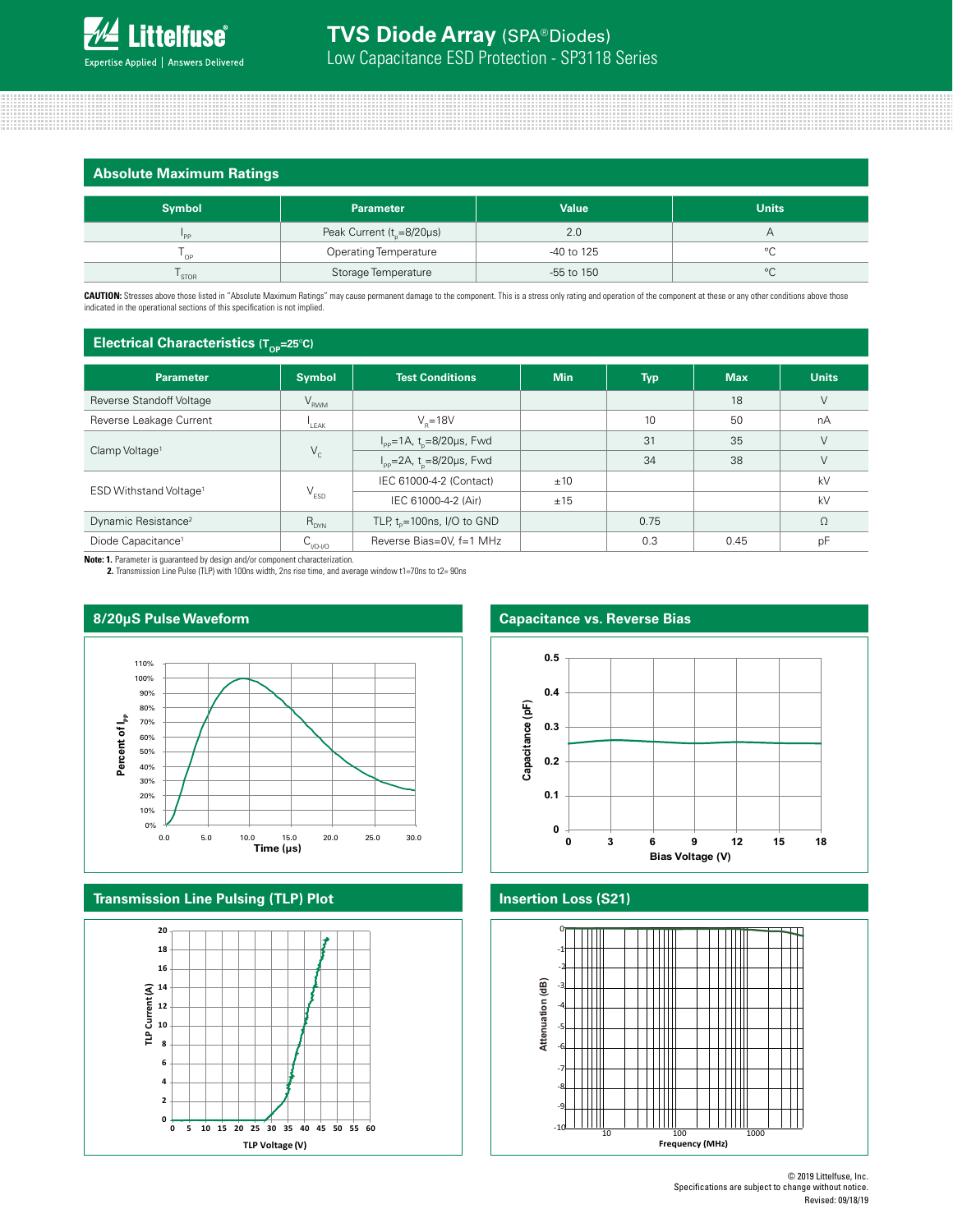## Absolute Maximum Ratings

| Symbol | Parameter | Value | Units |
|---|---|---|---|
| $I_{PP}$ | Peak Current ($t_p$=8/20μs) | 2.0 | A |
| $T_{OP}$ | Operating Temperature | -40 to 125 | °C |
| $T_{STOR}$ | Storage Temperature | -55 to 150 | °C |

**CAUTION:** Stresses above those listed in "Absolute Maximum Ratings" may cause permanent damage to the component. This is a stress only rating and operation of the component at these or any other conditions above those indicated in the operational sections of this specification is not implied.

## Electrical Characteristics ($T_{OP}$=25°C)

| Parameter | Symbol | Test Conditions | Min | Typ | Max | Units |
|---|---|---|---|---|---|---|
| Reverse Standoff Voltage | $V_{RWM}$ | | | | 18 | V |
| Reverse Leakage Current | $I_{LEAK}$ | $V_R$=18V | | 10 | 50 | nA |
| Clamp Voltage[1] | $V_C$ | $I_{PP}$=1A, $t_p$=8/20μs, Fwd | | 31 | 35 | V |
| | | $I_{PP}$=2A, $t_p$=8/20μs, Fwd | | 34 | 38 | V |
| ESD Withstand Voltage[1] | $V_{ESD}$ | IEC 61000-4-2 (Contact) | ±10 | | | kV |
| | | IEC 61000-4-2 (Air) | ±15 | | | kV |
| Dynamic Resistance[2] | $R_{DYN}$ | TLP, $t_p$=100ns, I/O to GND | | 0.75 | | Ω |
| Diode Capacitance[1] | $C_{I/O-I/O}$ | Reverse Bias=0V, f=1 MHz | | 0.3 | 0.45 | pF |

**Note: 1.** Parameter is guaranteed by design and/or component characterization.
**2.** Transmission Line Pulse (TLP) with 100ns width, 2ns rise time, and average window t1=70ns to t2= 90ns

## 8/20μS Pulse Waveform

## Capacitance vs. Reverse Bias

## Transmission Line Pulsing (TLP) Plot

## Insertion Loss (S21)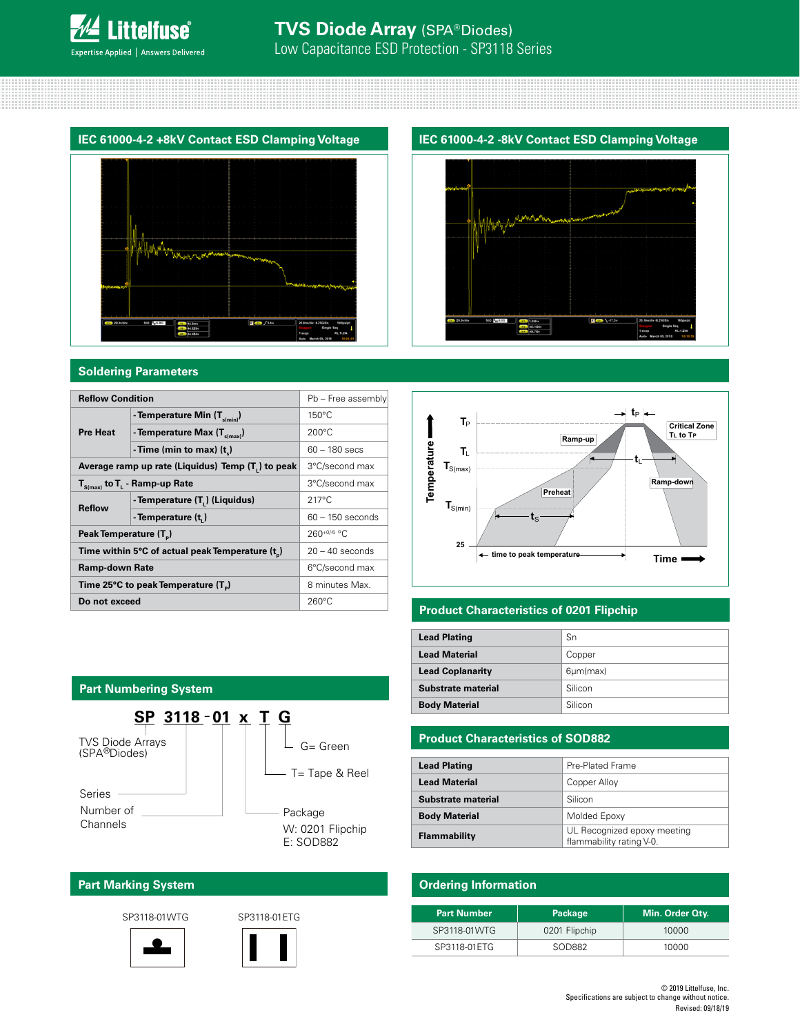## IEC 61000-4-2 +8kV Contact ESD Clamping Voltage

## IEC 61000-4-2 -8kV Contact ESD Clamping Voltage

## Soldering Parameters

| Reflow Condition | | Pb – Free assembly |
|---|---|---|
| Pre Heat | - Temperature Min ($T_{s(min)}$) | 150°C |
| | - Temperature Max ($T_{s(max)}$) | 200°C |
| | - Time (min to max) ($t_s$) | 60 – 180 secs |
| Average ramp up rate (Liquidus) Temp ($T_L$) to peak | | 3°C/second max |
| $T_{S(max)}$ to $T_L$ - Ramp-up Rate | | 3°C/second max |
| Reflow | - Temperature ($T_L$) (Liquidus) | 217°C |
| | - Temperature ($t_L$) | 60 – 150 seconds |
| Peak Temperature ($T_P$) | | $260^{+0/-5}$ °C |
| Time within 5°C of actual peak Temperature ($t_p$) | | 20 – 40 seconds |
| Ramp-down Rate | | 6°C/second max |
| Time 25°C to peak Temperature ($T_P$) | | 8 minutes Max. |
| Do not exceed | | 260°C |

## Part Numbering System

**SP 3118 - 01 x T G**

- SP: TVS Diode Arrays (SPA®Diodes)
- 3118: Series
- 01: Number of Channels
- x: Package — W: 0201 Flipchip, E: SOD882
- T= Tape & Reel
- G= Green

## Part Marking System

SP3118-01WTG

SP3118-01ETG

## Product Characteristics of 0201 Flipchip

| | |
|---|---|
| Lead Plating | Sn |
| Lead Material | Copper |
| Lead Coplanarity | 6μm(max) |
| Substrate material | Silicon |
| Body Material | Silicon |

## Product Characteristics of SOD882

| | |
|---|---|
| Lead Plating | Pre-Plated Frame |
| Lead Material | Copper Alloy |
| Substrate material | Silicon |
| Body Material | Molded Epoxy |
| Flammability | UL Recognized epoxy meeting flammability rating V-0. |

## Ordering Information

| Part Number | Package | Min. Order Qty. |
|---|---|---|
| SP3118-01WTG | 0201 Flipchip | 10000 |
| SP3118-01ETG | SOD882 | 10000 |

© 2019 Littelfuse, Inc.
Specifications are subject to change without notice.
Revised: 09/18/19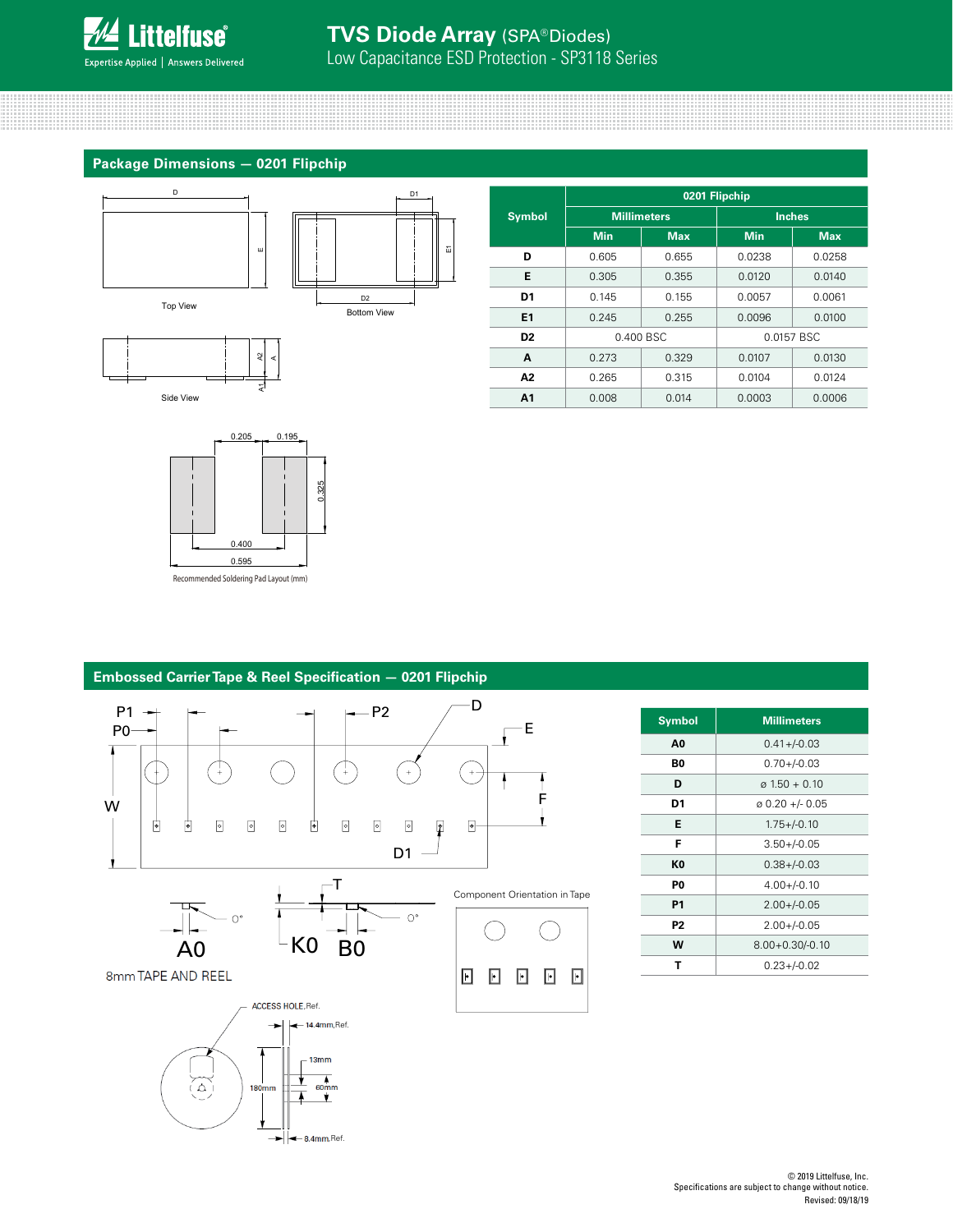## Package Dimensions — 0201 Flipchip

Top View

Bottom View

Side View

Recommended Soldering Pad Layout (mm)

| Symbol | 0201 Flipchip | | | |
|---|---|---|---|---|
| | Millimeters | | Inches | |
| | Min | Max | Min | Max |
| D | 0.605 | 0.655 | 0.0238 | 0.0258 |
| E | 0.305 | 0.355 | 0.0120 | 0.0140 |
| D1 | 0.145 | 0.155 | 0.0057 | 0.0061 |
| E1 | 0.245 | 0.255 | 0.0096 | 0.0100 |
| D2 | 0.400 BSC | | 0.0157 BSC | |
| A | 0.273 | 0.329 | 0.0107 | 0.0130 |
| A2 | 0.265 | 0.315 | 0.0104 | 0.0124 |
| A1 | 0.008 | 0.014 | 0.0003 | 0.0006 |

## Embossed Carrier Tape & Reel Specification — 0201 Flipchip

8mm TAPE AND REEL

Component Orientation in Tape

| Symbol | Millimeters |
|---|---|
| A0 | 0.41+/-0.03 |
| B0 | 0.70+/-0.03 |
| D | ø 1.50 + 0.10 |
| D1 | ø 0.20 +/- 0.05 |
| E | 1.75+/-0.10 |
| F | 3.50+/-0.05 |
| K0 | 0.38+/-0.03 |
| P0 | 4.00+/-0.10 |
| P1 | 2.00+/-0.05 |
| P2 | 2.00+/-0.05 |
| W | 8.00+0.30/-0.10 |
| T | 0.23+/-0.02 |

© 2019 Littelfuse, Inc.
Specifications are subject to change without notice.
Revised: 09/18/19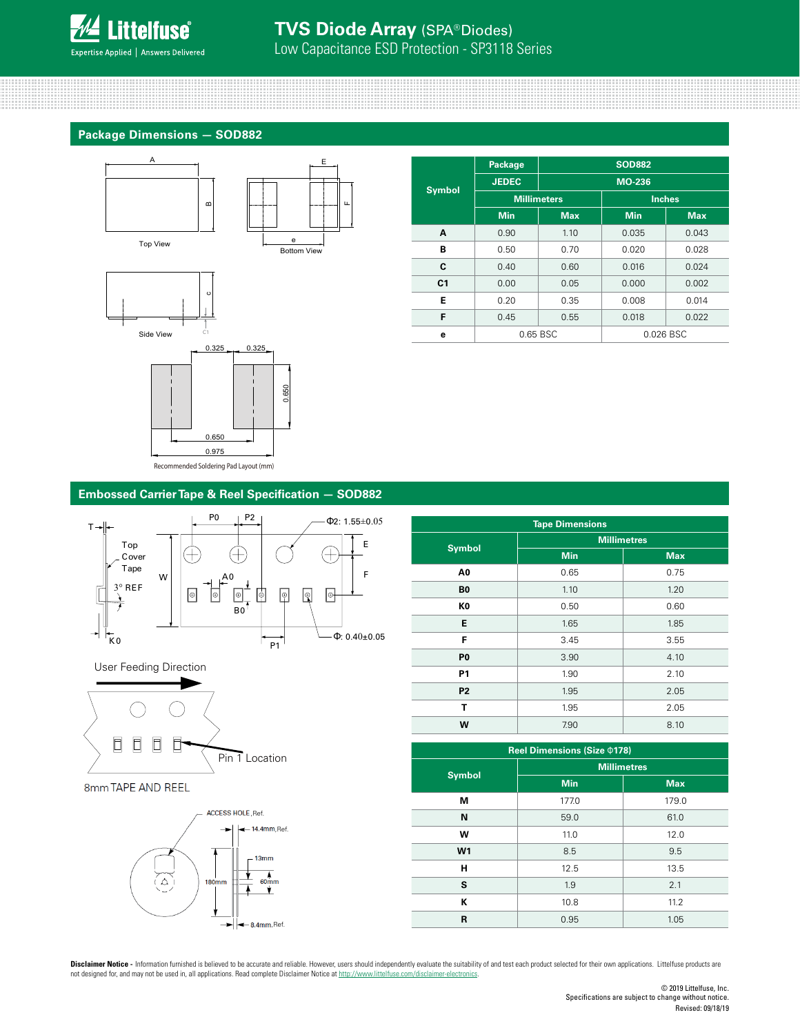## Package Dimensions — SOD882

Top View

Bottom View

Side View

0.325 0.325 0.650 0.650 0.975

Recommended Soldering Pad Layout (mm)

| Symbol | Package | SOD882 | | |
|---|---|---|---|---|
| | JEDEC | MO-236 | | |
| | Millimeters | | Inches | |
| | Min | Max | Min | Max |
| A | 0.90 | 1.10 | 0.035 | 0.043 |
| B | 0.50 | 0.70 | 0.020 | 0.028 |
| C | 0.40 | 0.60 | 0.016 | 0.024 |
| C1 | 0.00 | 0.05 | 0.000 | 0.002 |
| E | 0.20 | 0.35 | 0.008 | 0.014 |
| F | 0.45 | 0.55 | 0.018 | 0.022 |
| e | 0.65 BSC | | 0.026 BSC | |

## Embossed Carrier Tape & Reel Specification — SOD882

Top Cover Tape

3° REF

Φ2: 1.55±0.05

Φ: 0.40±0.05

User Feeding Direction

Pin 1 Location

8mm TAPE AND REEL

ACCESS HOLE, Ref.

14.4mm, Ref.

13mm

180mm

60mm

8.4mm, Ref.

| Tape Dimensions | | |
|---|---|---|
| Symbol | Millimetres | |
| | Min | Max |
| A0 | 0.65 | 0.75 |
| B0 | 1.10 | 1.20 |
| K0 | 0.50 | 0.60 |
| E | 1.65 | 1.85 |
| F | 3.45 | 3.55 |
| P0 | 3.90 | 4.10 |
| P1 | 1.90 | 2.10 |
| P2 | 1.95 | 2.05 |
| T | 1.95 | 2.05 |
| W | 7.90 | 8.10 |

| Reel Dimensions (Size Φ178) | | |
|---|---|---|
| Symbol | Millimetres | |
| | Min | Max |
| M | 177.0 | 179.0 |
| N | 59.0 | 61.0 |
| W | 11.0 | 12.0 |
| W1 | 8.5 | 9.5 |
| H | 12.5 | 13.5 |
| S | 1.9 | 2.1 |
| K | 10.8 | 11.2 |
| R | 0.95 | 1.05 |

**Disclaimer Notice -** Information furnished is believed to be accurate and reliable. However, users should independently evaluate the suitability of and test each product selected for their own applications. Littelfuse products are not designed for, and may not be used in, all applications. Read complete Disclaimer Notice at http://www.littelfuse.com/disclaimer-electronics.

© 2019 Littelfuse, Inc.
Specifications are subject to change without notice.
Revised: 09/18/19